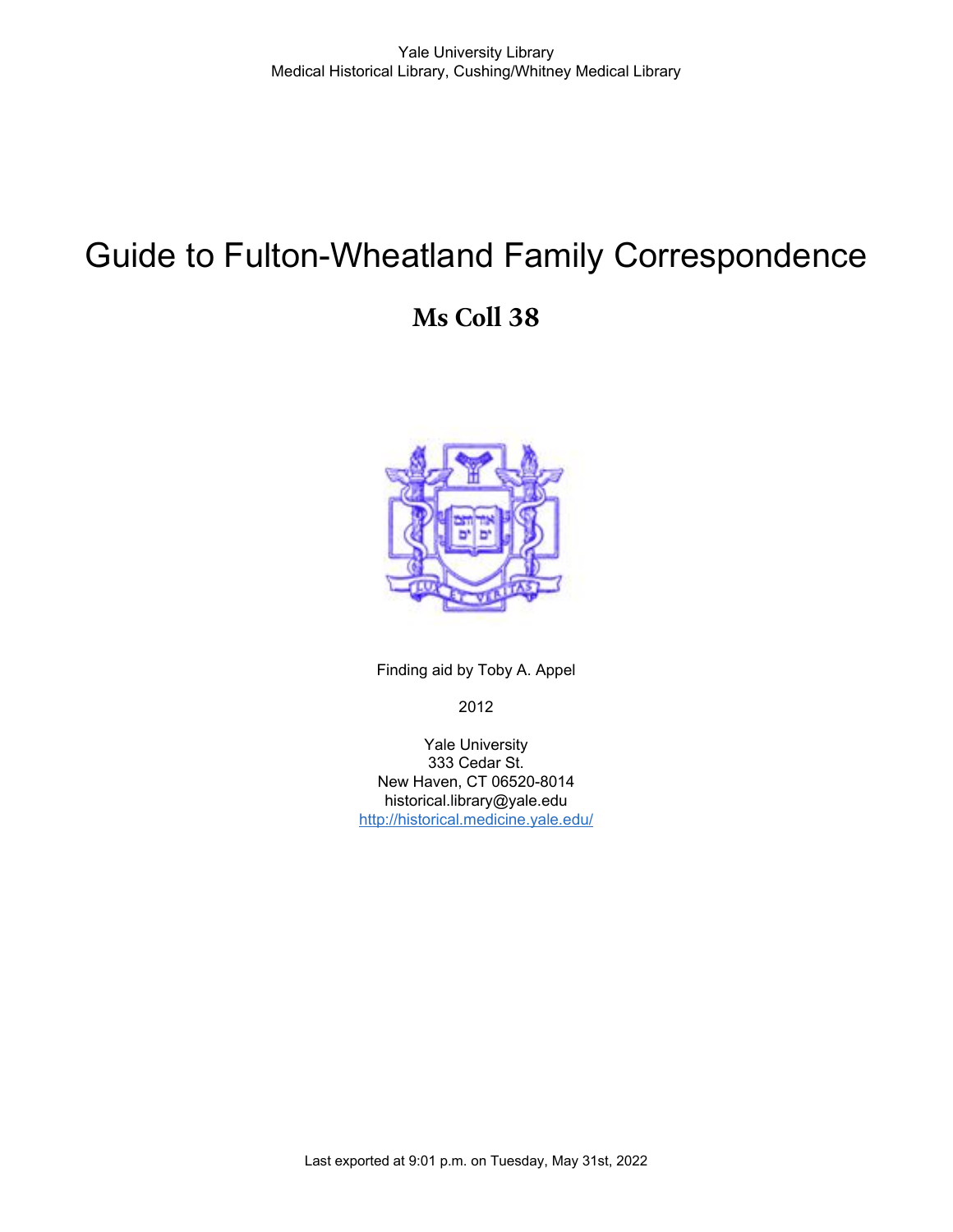Yale University Library
Medical Historical Library, Cushing/Whitney Medical Library

# Guide to Fulton-Wheatland Family Correspondence

## Ms Coll 38

Finding aid by Toby A. Appel

2012

Yale University
333 Cedar St.
New Haven, CT 06520-8014
historical.library@yale.edu
http://historical.medicine.yale.edu/

Last exported at 9:01 p.m. on Tuesday, May 31st, 2022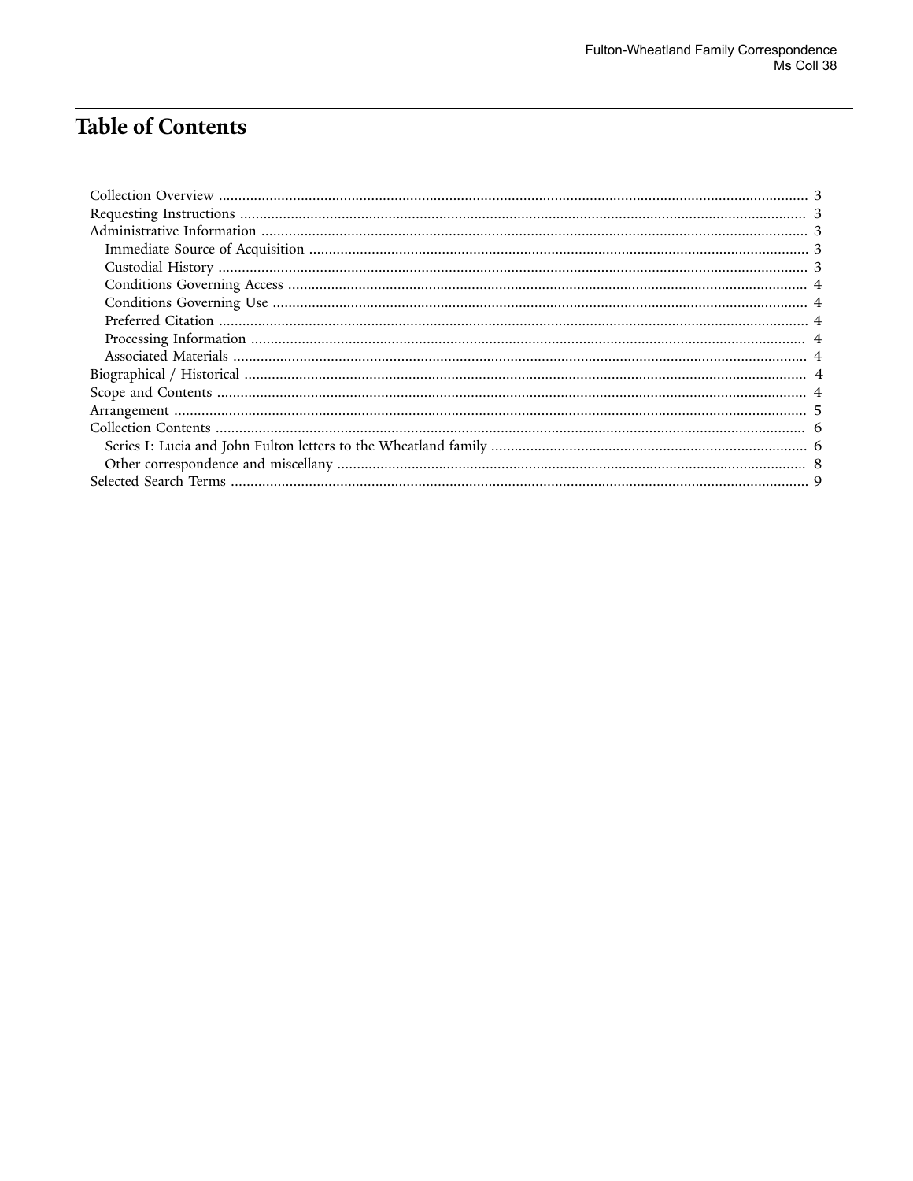# Table of Contents

- Collection Overview ... 3
- Requesting Instructions ... 3
- Administrative Information ... 3
  - Immediate Source of Acquisition ... 3
  - Custodial History ... 3
  - Conditions Governing Access ... 4
  - Conditions Governing Use ... 4
  - Preferred Citation ... 4
  - Processing Information ... 4
  - Associated Materials ... 4
- Biographical / Historical ... 4
- Scope and Contents ... 4
- Arrangement ... 5
- Collection Contents ... 6
  - Series I: Lucia and John Fulton letters to the Wheatland family ... 6
  - Other correspondence and miscellany ... 8
- Selected Search Terms ... 9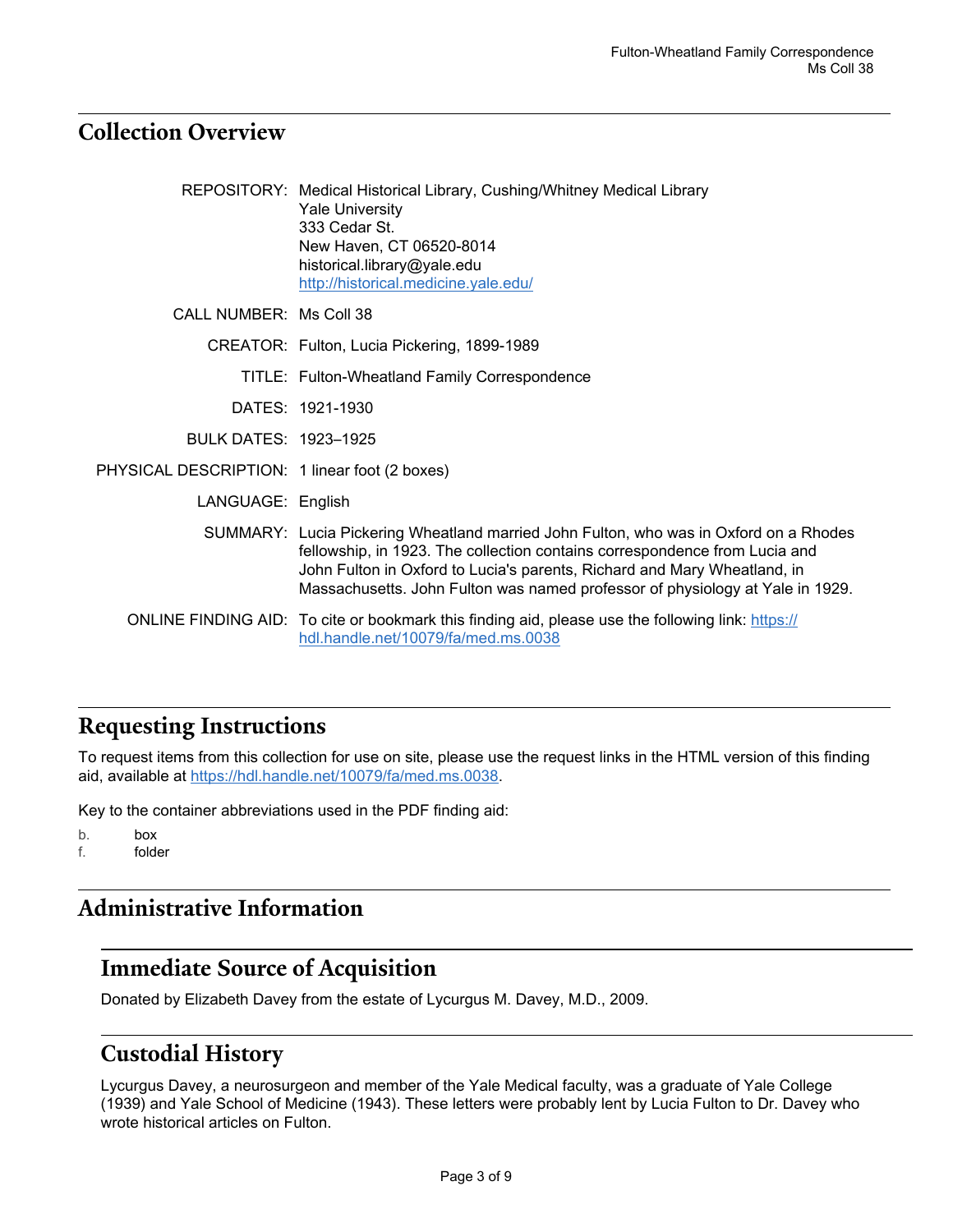## Collection Overview

| | |
|---|---|
| REPOSITORY: | Medical Historical Library, Cushing/Whitney Medical Library<br>Yale University<br>333 Cedar St.<br>New Haven, CT 06520-8014<br>historical.library@yale.edu<br>[http://historical.medicine.yale.edu/](http://historical.medicine.yale.edu/) |
| CALL NUMBER: | Ms Coll 38 |
| CREATOR: | Fulton, Lucia Pickering, 1899-1989 |
| TITLE: | Fulton-Wheatland Family Correspondence |
| DATES: | 1921-1930 |
| BULK DATES: | 1923–1925 |
| PHYSICAL DESCRIPTION: | 1 linear foot (2 boxes) |
| LANGUAGE: | English |
| SUMMARY: | Lucia Pickering Wheatland married John Fulton, who was in Oxford on a Rhodes fellowship, in 1923. The collection contains correspondence from Lucia and John Fulton in Oxford to Lucia's parents, Richard and Mary Wheatland, in Massachusetts. John Fulton was named professor of physiology at Yale in 1929. |
| ONLINE FINDING AID: | To cite or bookmark this finding aid, please use the following link: [https://hdl.handle.net/10079/fa/med.ms.0038](https://hdl.handle.net/10079/fa/med.ms.0038) |

## Requesting Instructions

To request items from this collection for use on site, please use the request links in the HTML version of this finding aid, available at [https://hdl.handle.net/10079/fa/med.ms.0038](https://hdl.handle.net/10079/fa/med.ms.0038).

Key to the container abbreviations used in the PDF finding aid:

b. box
f. folder

## Administrative Information

### Immediate Source of Acquisition

Donated by Elizabeth Davey from the estate of Lycurgus M. Davey, M.D., 2009.

### Custodial History

Lycurgus Davey, a neurosurgeon and member of the Yale Medical faculty, was a graduate of Yale College (1939) and Yale School of Medicine (1943). These letters were probably lent by Lucia Fulton to Dr. Davey who wrote historical articles on Fulton.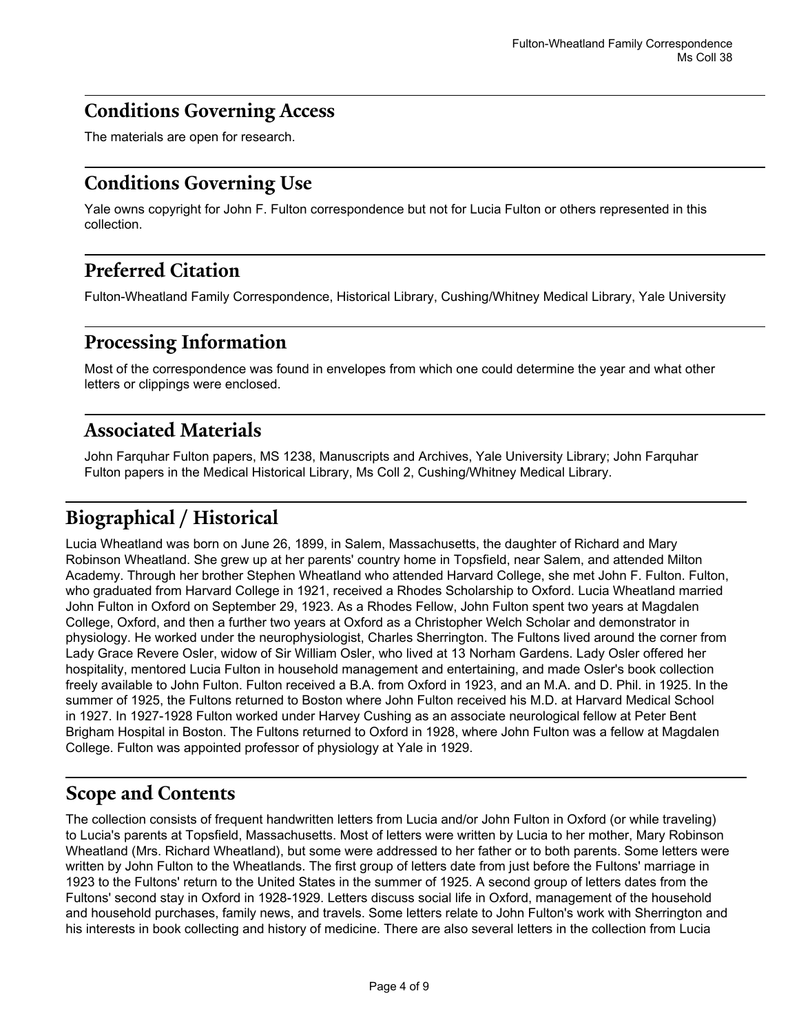## Conditions Governing Access

The materials are open for research.

## Conditions Governing Use

Yale owns copyright for John F. Fulton correspondence but not for Lucia Fulton or others represented in this collection.

## Preferred Citation

Fulton-Wheatland Family Correspondence, Historical Library, Cushing/Whitney Medical Library, Yale University

## Processing Information

Most of the correspondence was found in envelopes from which one could determine the year and what other letters or clippings were enclosed.

## Associated Materials

John Farquhar Fulton papers, MS 1238, Manuscripts and Archives, Yale University Library; John Farquhar Fulton papers in the Medical Historical Library, Ms Coll 2, Cushing/Whitney Medical Library.

# Biographical / Historical

Lucia Wheatland was born on June 26, 1899, in Salem, Massachusetts, the daughter of Richard and Mary Robinson Wheatland. She grew up at her parents' country home in Topsfield, near Salem, and attended Milton Academy. Through her brother Stephen Wheatland who attended Harvard College, she met John F. Fulton. Fulton, who graduated from Harvard College in 1921, received a Rhodes Scholarship to Oxford. Lucia Wheatland married John Fulton in Oxford on September 29, 1923. As a Rhodes Fellow, John Fulton spent two years at Magdalen College, Oxford, and then a further two years at Oxford as a Christopher Welch Scholar and demonstrator in physiology. He worked under the neurophysiologist, Charles Sherrington. The Fultons lived around the corner from Lady Grace Revere Osler, widow of Sir William Osler, who lived at 13 Norham Gardens. Lady Osler offered her hospitality, mentored Lucia Fulton in household management and entertaining, and made Osler's book collection freely available to John Fulton. Fulton received a B.A. from Oxford in 1923, and an M.A. and D. Phil. in 1925. In the summer of 1925, the Fultons returned to Boston where John Fulton received his M.D. at Harvard Medical School in 1927. In 1927-1928 Fulton worked under Harvey Cushing as an associate neurological fellow at Peter Bent Brigham Hospital in Boston. The Fultons returned to Oxford in 1928, where John Fulton was a fellow at Magdalen College. Fulton was appointed professor of physiology at Yale in 1929.

# Scope and Contents

The collection consists of frequent handwritten letters from Lucia and/or John Fulton in Oxford (or while traveling) to Lucia's parents at Topsfield, Massachusetts. Most of letters were written by Lucia to her mother, Mary Robinson Wheatland (Mrs. Richard Wheatland), but some were addressed to her father or to both parents. Some letters were written by John Fulton to the Wheatlands. The first group of letters date from just before the Fultons' marriage in 1923 to the Fultons' return to the United States in the summer of 1925. A second group of letters dates from the Fultons' second stay in Oxford in 1928-1929. Letters discuss social life in Oxford, management of the household and household purchases, family news, and travels. Some letters relate to John Fulton's work with Sherrington and his interests in book collecting and history of medicine. There are also several letters in the collection from Lucia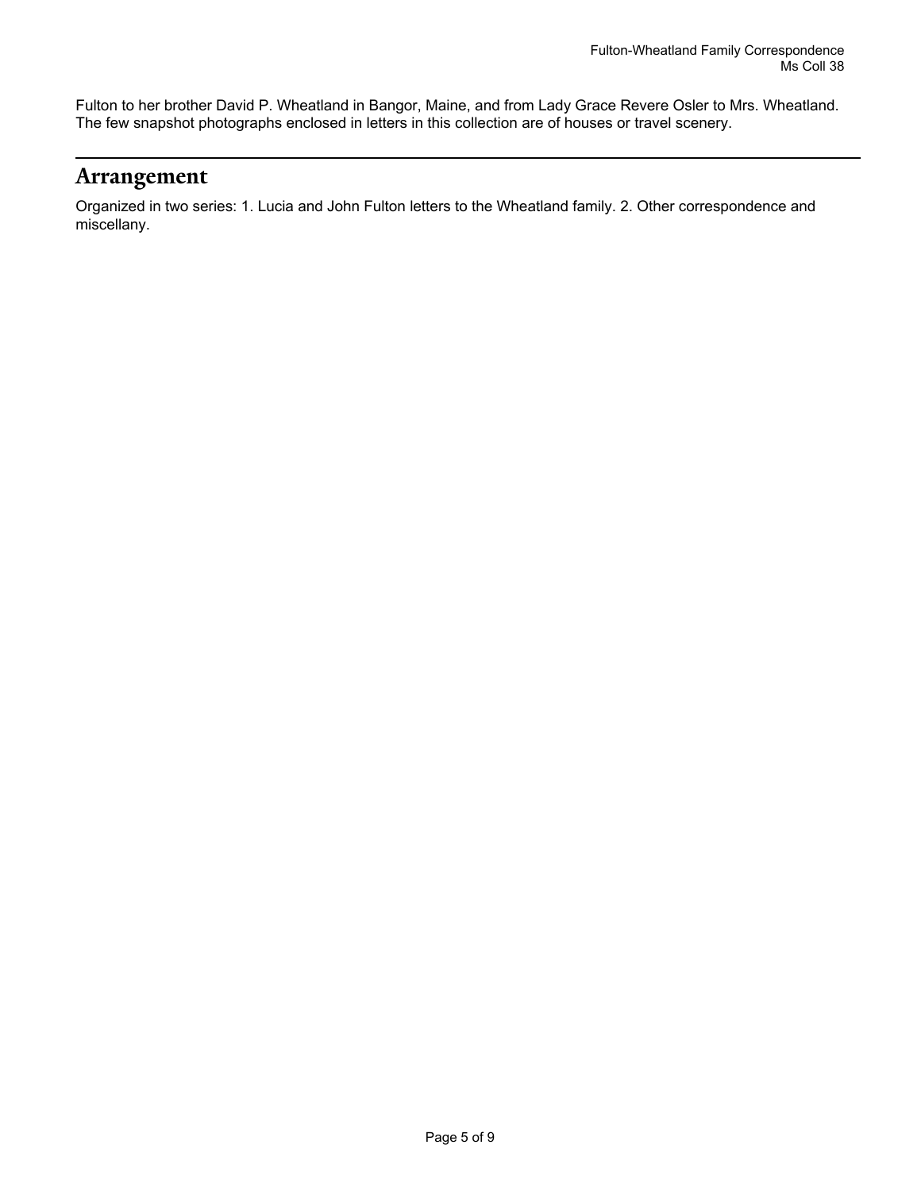Fulton to her brother David P. Wheatland in Bangor, Maine, and from Lady Grace Revere Osler to Mrs. Wheatland. The few snapshot photographs enclosed in letters in this collection are of houses or travel scenery.

## Arrangement

Organized in two series: 1. Lucia and John Fulton letters to the Wheatland family. 2. Other correspondence and miscellany.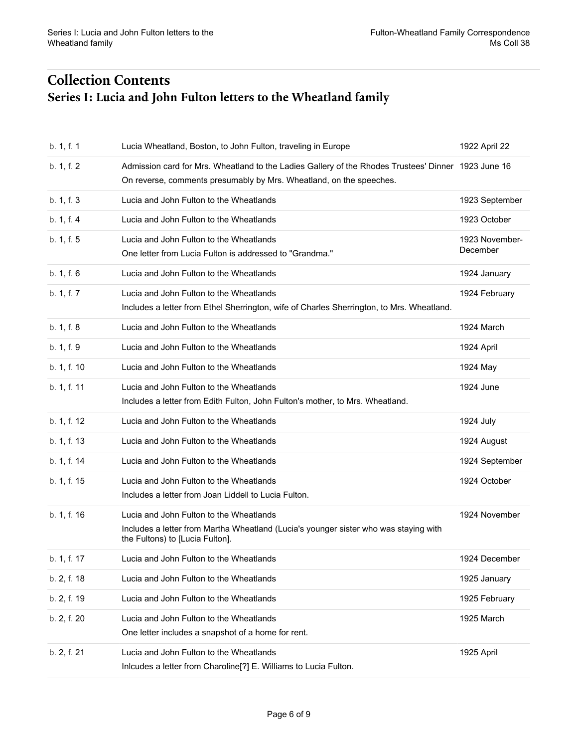# Collection Contents

## Series I: Lucia and John Fulton letters to the Wheatland family

| | | |
|---|---|---|
| b. 1, f. 1 | Lucia Wheatland, Boston, to John Fulton, traveling in Europe | 1922 April 22 |
| b. 1, f. 2 | Admission card for Mrs. Wheatland to the Ladies Gallery of the Rhodes Trustees' Dinner<br>On reverse, comments presumably by Mrs. Wheatland, on the speeches. | 1923 June 16 |
| b. 1, f. 3 | Lucia and John Fulton to the Wheatlands | 1923 September |
| b. 1, f. 4 | Lucia and John Fulton to the Wheatlands | 1923 October |
| b. 1, f. 5 | Lucia and John Fulton to the Wheatlands<br>One letter from Lucia Fulton is addressed to "Grandma." | 1923 November-December |
| b. 1, f. 6 | Lucia and John Fulton to the Wheatlands | 1924 January |
| b. 1, f. 7 | Lucia and John Fulton to the Wheatlands<br>Includes a letter from Ethel Sherrington, wife of Charles Sherrington, to Mrs. Wheatland. | 1924 February |
| b. 1, f. 8 | Lucia and John Fulton to the Wheatlands | 1924 March |
| b. 1, f. 9 | Lucia and John Fulton to the Wheatlands | 1924 April |
| b. 1, f. 10 | Lucia and John Fulton to the Wheatlands | 1924 May |
| b. 1, f. 11 | Lucia and John Fulton to the Wheatlands<br>Includes a letter from Edith Fulton, John Fulton's mother, to Mrs. Wheatland. | 1924 June |
| b. 1, f. 12 | Lucia and John Fulton to the Wheatlands | 1924 July |
| b. 1, f. 13 | Lucia and John Fulton to the Wheatlands | 1924 August |
| b. 1, f. 14 | Lucia and John Fulton to the Wheatlands | 1924 September |
| b. 1, f. 15 | Lucia and John Fulton to the Wheatlands<br>Includes a letter from Joan Liddell to Lucia Fulton. | 1924 October |
| b. 1, f. 16 | Lucia and John Fulton to the Wheatlands<br>Includes a letter from Martha Wheatland (Lucia's younger sister who was staying with the Fultons) to [Lucia Fulton]. | 1924 November |
| b. 1, f. 17 | Lucia and John Fulton to the Wheatlands | 1924 December |
| b. 2, f. 18 | Lucia and John Fulton to the Wheatlands | 1925 January |
| b. 2, f. 19 | Lucia and John Fulton to the Wheatlands | 1925 February |
| b. 2, f. 20 | Lucia and John Fulton to the Wheatlands<br>One letter includes a snapshot of a home for rent. | 1925 March |
| b. 2, f. 21 | Lucia and John Fulton to the Wheatlands<br>Inlcudes a letter from Charoline[?] E. Williams to Lucia Fulton. | 1925 April |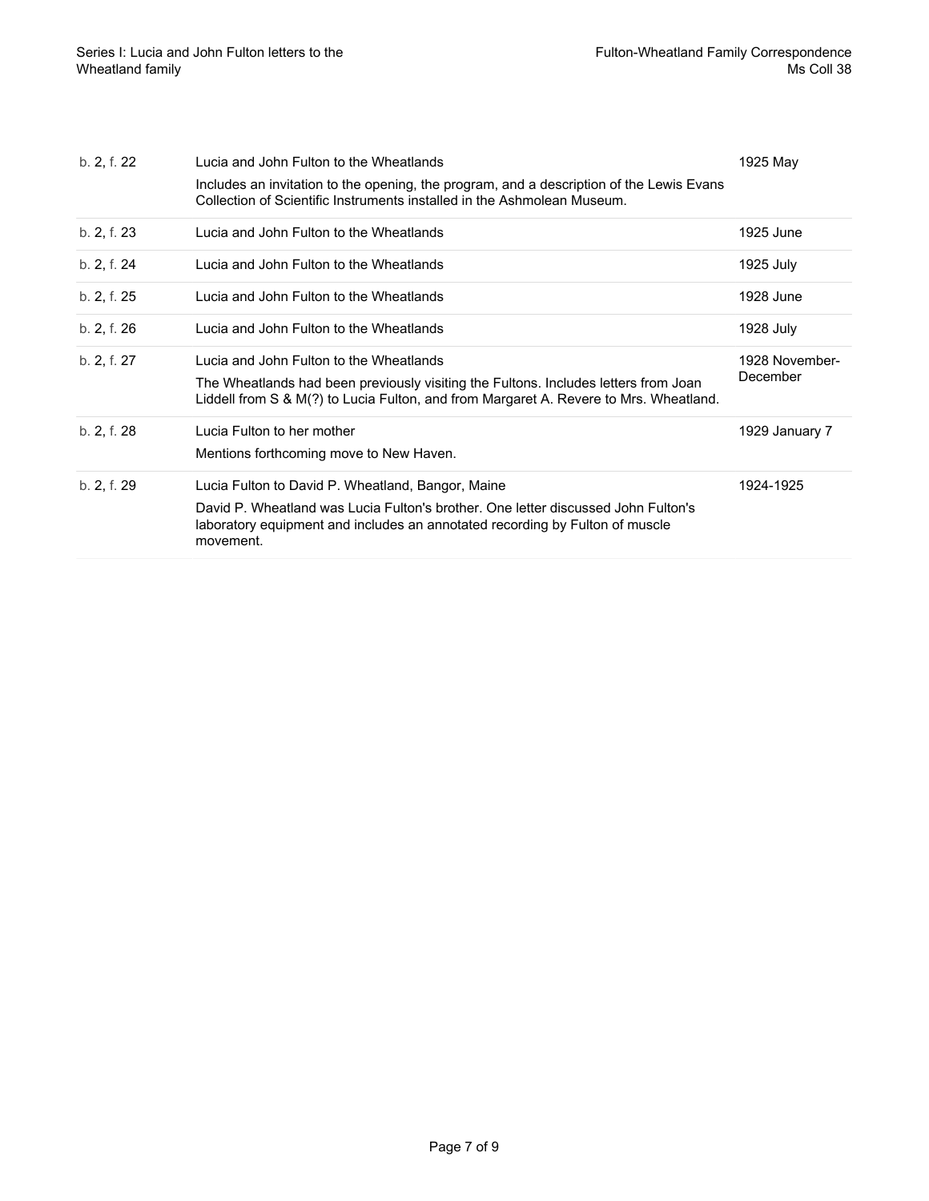| | | |
|---|---|---|
| b. 2, f. 22 | Lucia and John Fulton to the Wheatlands<br><br>Includes an invitation to the opening, the program, and a description of the Lewis Evans Collection of Scientific Instruments installed in the Ashmolean Museum. | 1925 May |
| b. 2, f. 23 | Lucia and John Fulton to the Wheatlands | 1925 June |
| b. 2, f. 24 | Lucia and John Fulton to the Wheatlands | 1925 July |
| b. 2, f. 25 | Lucia and John Fulton to the Wheatlands | 1928 June |
| b. 2, f. 26 | Lucia and John Fulton to the Wheatlands | 1928 July |
| b. 2, f. 27 | Lucia and John Fulton to the Wheatlands<br><br>The Wheatlands had been previously visiting the Fultons. Includes letters from Joan Liddell from S & M(?) to Lucia Fulton, and from Margaret A. Revere to Mrs. Wheatland. | 1928 November-December |
| b. 2, f. 28 | Lucia Fulton to her mother<br><br>Mentions forthcoming move to New Haven. | 1929 January 7 |
| b. 2, f. 29 | Lucia Fulton to David P. Wheatland, Bangor, Maine<br><br>David P. Wheatland was Lucia Fulton's brother. One letter discussed John Fulton's laboratory equipment and includes an annotated recording by Fulton of muscle movement. | 1924-1925 |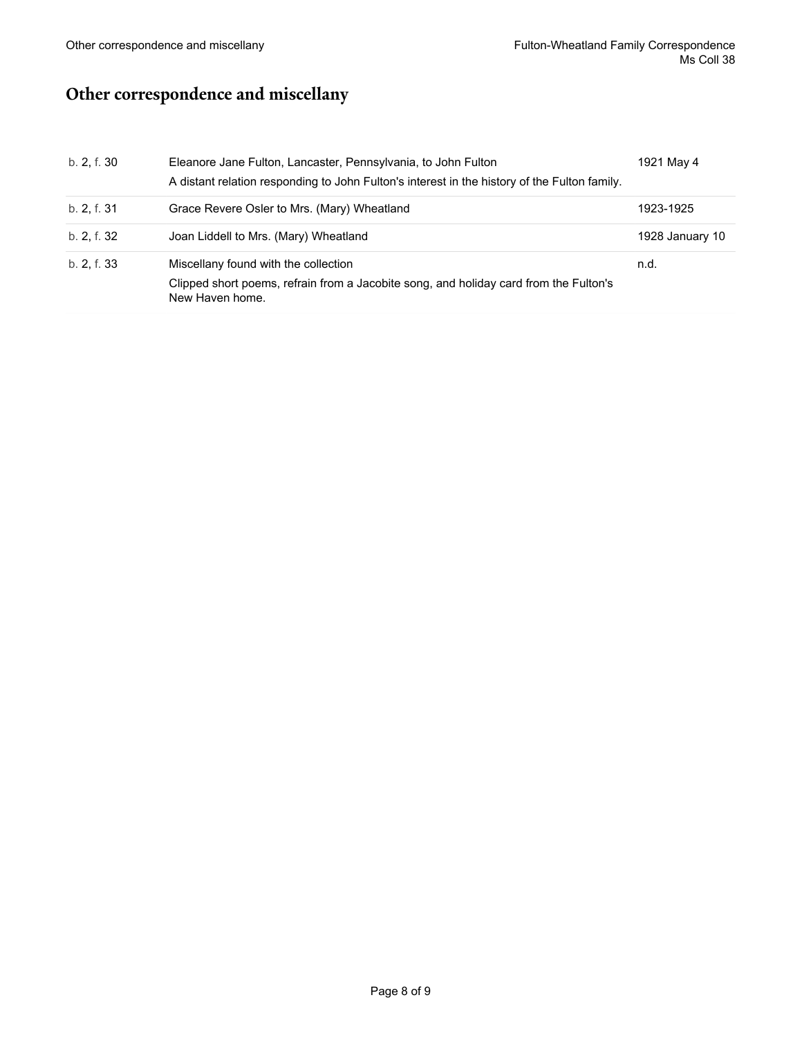## Other correspondence and miscellany

| | | |
|---|---|---|
| b. 2, f. 30 | Eleanore Jane Fulton, Lancaster, Pennsylvania, to John Fulton<br>A distant relation responding to John Fulton's interest in the history of the Fulton family. | 1921 May 4 |
| b. 2, f. 31 | Grace Revere Osler to Mrs. (Mary) Wheatland | 1923-1925 |
| b. 2, f. 32 | Joan Liddell to Mrs. (Mary) Wheatland | 1928 January 10 |
| b. 2, f. 33 | Miscellany found with the collection<br>Clipped short poems, refrain from a Jacobite song, and holiday card from the Fulton's New Haven home. | n.d. |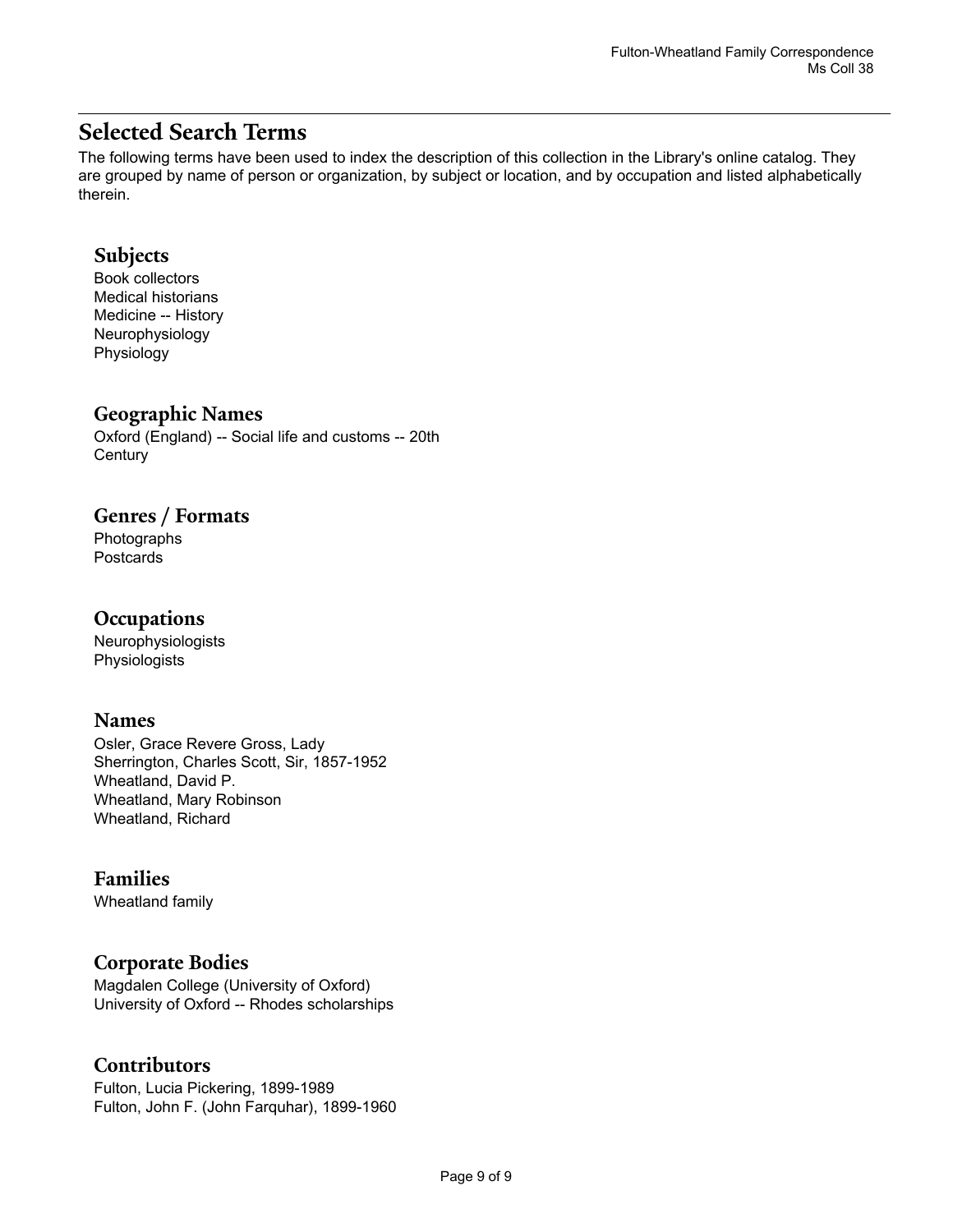## Selected Search Terms

The following terms have been used to index the description of this collection in the Library's online catalog. They are grouped by name of person or organization, by subject or location, and by occupation and listed alphabetically therein.

### Subjects

Book collectors
Medical historians
Medicine -- History
Neurophysiology
Physiology

### Geographic Names

Oxford (England) -- Social life and customs -- 20th Century

### Genres / Formats

Photographs
Postcards

### Occupations

Neurophysiologists
Physiologists

### Names

Osler, Grace Revere Gross, Lady
Sherrington, Charles Scott, Sir, 1857-1952
Wheatland, David P.
Wheatland, Mary Robinson
Wheatland, Richard

### Families

Wheatland family

### Corporate Bodies

Magdalen College (University of Oxford)
University of Oxford -- Rhodes scholarships

### Contributors

Fulton, Lucia Pickering, 1899-1989
Fulton, John F. (John Farquhar), 1899-1960